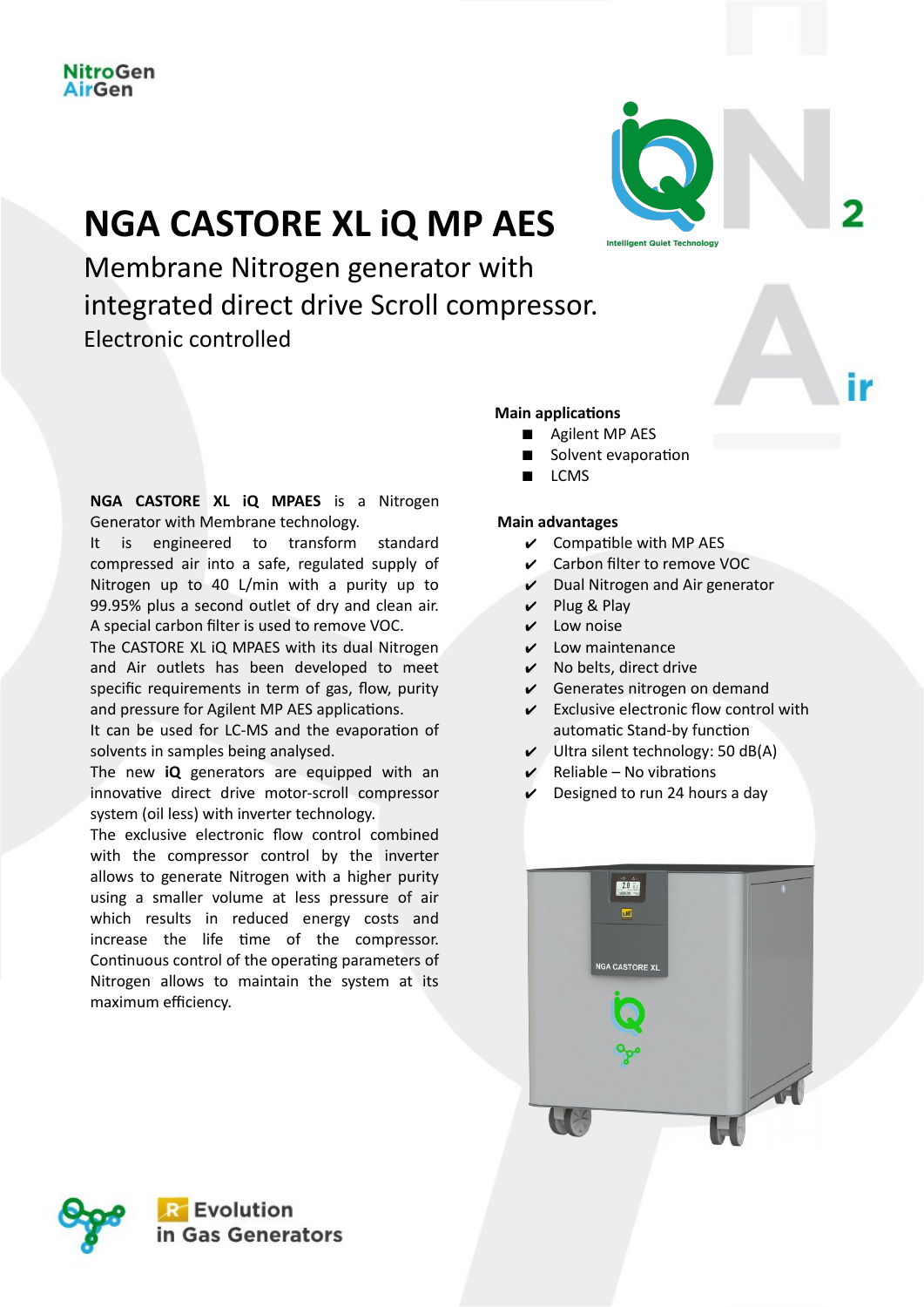NitroGen AirGen

# NGA CASTORE XL iQ MP AES

## Membrane Nitrogen generator with integrated direct drive Scroll compressor.

### Electronic controlled

**NGA CASTORE XL iQ MPAES** is a Nitrogen Generator with Membrane technology.
It is engineered to transform standard compressed air into a safe, regulated supply of Nitrogen up to 40 L/min with a purity up to 99.95% plus a second outlet of dry and clean air. A special carbon filter is used to remove VOC.
The CASTORE XL iQ MPAES with its dual Nitrogen and Air outlets has been developed to meet specific requirements in term of gas, flow, purity and pressure for Agilent MP AES applications.
It can be used for LC-MS and the evaporation of solvents in samples being analysed.
The new **iQ** generators are equipped with an innovative direct drive motor-scroll compressor system (oil less) with inverter technology.
The exclusive electronic flow control combined with the compressor control by the inverter allows to generate Nitrogen with a higher purity using a smaller volume at less pressure of air which results in reduced energy costs and increase the life time of the compressor. Continuous control of the operating parameters of Nitrogen allows to maintain the system at its maximum efficiency.

**Main applications**

- Agilent MP AES
- Solvent evaporation
- LCMS

**Main advantages**

- ✔ Compatible with MP AES
- ✔ Carbon filter to remove VOC
- ✔ Dual Nitrogen and Air generator
- ✔ Plug & Play
- ✔ Low noise
- ✔ Low maintenance
- ✔ No belts, direct drive
- ✔ Generates nitrogen on demand
- ✔ Exclusive electronic flow control with automatic Stand-by function
- ✔ Ultra silent technology: 50 dB(A)
- ✔ Reliable – No vibrations
- ✔ Designed to run 24 hours a day

Evolution in Gas Generators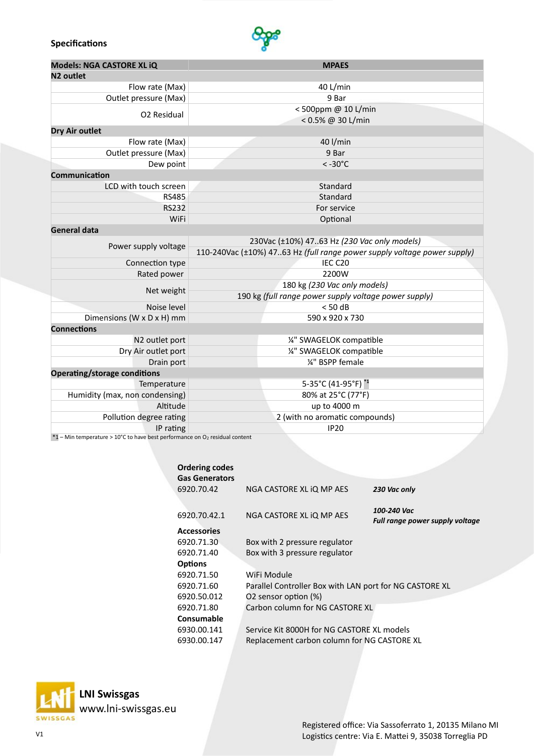## Specifications

| Models: NGA CASTORE XL iQ | MPAES |
|---|---|
| **N2 outlet** | |
| Flow rate (Max) | 40 L/min |
| Outlet pressure (Max) | 9 Bar |
| O2 Residual | < 500ppm @ 10 L/min<br>< 0.5% @ 30 L/min |
| **Dry Air outlet** | |
| Flow rate (Max) | 40 l/min |
| Outlet pressure (Max) | 9 Bar |
| Dew point | < -30°C |
| **Communication** | |
| LCD with touch screen | Standard |
| RS485 | Standard |
| RS232 | For service |
| WiFi | Optional |
| **General data** | |
| Power supply voltage | 230Vac (±10%) 47..63 Hz *(230 Vac only models)*<br>110-240Vac (±10%) 47..63 Hz *(full range power supply voltage power supply)* |
| Connection type | IEC C20 |
| Rated power | 2200W |
| Net weight | 180 kg *(230 Vac only models)*<br>190 kg *(full range power supply voltage power supply)* |
| Noise level | < 50 dB |
| Dimensions (W x D x H) mm | 590 x 920 x 730 |
| **Connections** | |
| N2 outlet port | ¼" SWAGELOK compatible |
| Dry Air outlet port | ¼" SWAGELOK compatible |
| Drain port | ¼" BSPP female |
| **Operating/storage conditions** | |
| Temperature | 5-35°C (41-95°F) *1 |
| Humidity (max, non condensing) | 80% at 25°C (77°F) |
| Altitude | up to 4000 m |
| Pollution degree rating | 2 (with no aromatic compounds) |
| IP rating | IP20 |

*1 – Min temperature > 10°C to have best performance on $O_2$ residual content

**Ordering codes**

**Gas Generators**

| | | |
|---|---|---|
| 6920.70.42 | NGA CASTORE XL iQ MP AES | ***230 Vac only*** |
| 6920.70.42.1 | NGA CASTORE XL iQ MP AES | ***100-240 Vac Full range power supply voltage*** |

**Accessories**

| | |
|---|---|
| 6920.71.30 | Box with 2 pressure regulator |
| 6920.71.40 | Box with 3 pressure regulator |

**Options**

| | |
|---|---|
| 6920.71.50 | WiFi Module |
| 6920.71.60 | Parallel Controller Box with LAN port for NG CASTORE XL |
| 6920.50.012 | O2 sensor option (%) |
| 6920.71.80 | Carbon column for NG CASTORE XL |

**Consumable**

| | |
|---|---|
| 6930.00.141 | Service Kit 8000H for NG CASTORE XL models |
| 6930.00.147 | Replacement carbon column for NG CASTORE XL |

**LNI Swissgas**
www.lni-swissgas.eu

Registered office: Via Sassoferrato 1, 20135 Milano MI
Logistics centre: Via E. Mattei 9, 35038 Torreglia PD

V1